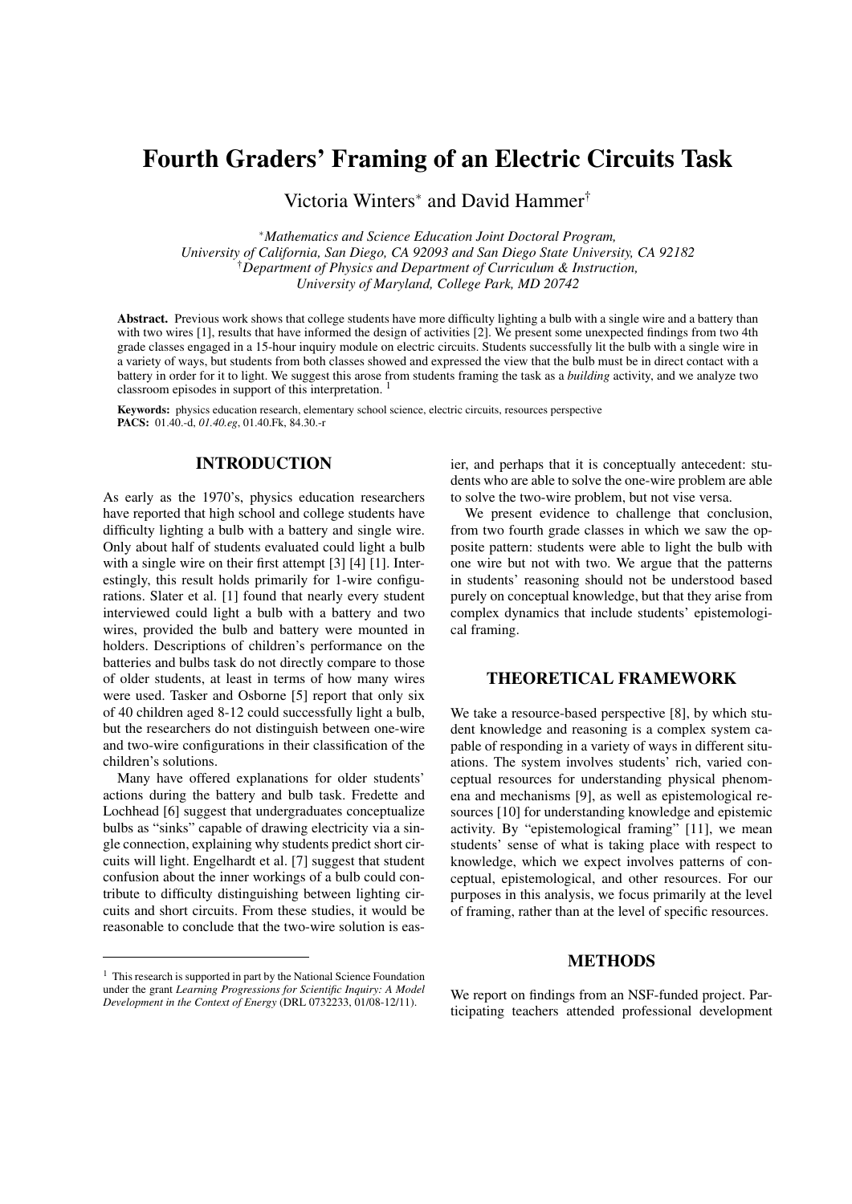# Fourth Graders' Framing of an Electric Circuits Task

Victoria Winters* and David Hammer†

*Mathematics and Science Education Joint Doctoral Program, University of California, San Diego, CA 92093 and San Diego State University, CA 92182*
†*Department of Physics and Department of Curriculum & Instruction, University of Maryland, College Park, MD 20742*

**Abstract.** Previous work shows that college students have more difficulty lighting a bulb with a single wire and a battery than with two wires [1], results that have informed the design of activities [2]. We present some unexpected findings from two 4th grade classes engaged in a 15-hour inquiry module on electric circuits. Students successfully lit the bulb with a single wire in a variety of ways, but students from both classes showed and expressed the view that the bulb must be in direct contact with a battery in order for it to light. We suggest this arose from students framing the task as a *building* activity, and we analyze two classroom episodes in support of this interpretation. [1]

**Keywords:** physics education research, elementary school science, electric circuits, resources perspective
**PACS:** 01.40.-d, *01.40.eg*, 01.40.Fk, 84.30.-r

## INTRODUCTION

As early as the 1970's, physics education researchers have reported that high school and college students have difficulty lighting a bulb with a battery and single wire. Only about half of students evaluated could light a bulb with a single wire on their first attempt [3] [4] [1]. Interestingly, this result holds primarily for 1-wire configurations. Slater et al. [1] found that nearly every student interviewed could light a bulb with a battery and two wires, provided the bulb and battery were mounted in holders. Descriptions of children's performance on the batteries and bulbs task do not directly compare to those of older students, at least in terms of how many wires were used. Tasker and Osborne [5] report that only six of 40 children aged 8-12 could successfully light a bulb, but the researchers do not distinguish between one-wire and two-wire configurations in their classification of the children's solutions.

Many have offered explanations for older students' actions during the battery and bulb task. Fredette and Lochhead [6] suggest that undergraduates conceptualize bulbs as "sinks" capable of drawing electricity via a single connection, explaining why students predict short circuits will light. Engelhardt et al. [7] suggest that student confusion about the inner workings of a bulb could contribute to difficulty distinguishing between lighting circuits and short circuits. From these studies, it would be reasonable to conclude that the two-wire solution is easier, and perhaps that it is conceptually antecedent: students who are able to solve the one-wire problem are able to solve the two-wire problem, but not vise versa.

We present evidence to challenge that conclusion, from two fourth grade classes in which we saw the opposite pattern: students were able to light the bulb with one wire but not with two. We argue that the patterns in students' reasoning should not be understood based purely on conceptual knowledge, but that they arise from complex dynamics that include students' epistemological framing.

## THEORETICAL FRAMEWORK

We take a resource-based perspective [8], by which student knowledge and reasoning is a complex system capable of responding in a variety of ways in different situations. The system involves students' rich, varied conceptual resources for understanding physical phenomena and mechanisms [9], as well as epistemological resources [10] for understanding knowledge and epistemic activity. By "epistemological framing" [11], we mean students' sense of what is taking place with respect to knowledge, which we expect involves patterns of conceptual, epistemological, and other resources. For our purposes in this analysis, we focus primarily at the level of framing, rather than at the level of specific resources.

## METHODS

We report on findings from an NSF-funded project. Participating teachers attended professional development

---

[1] This research is supported in part by the National Science Foundation under the grant *Learning Progressions for Scientific Inquiry: A Model Development in the Context of Energy* (DRL 0732233, 01/08-12/11).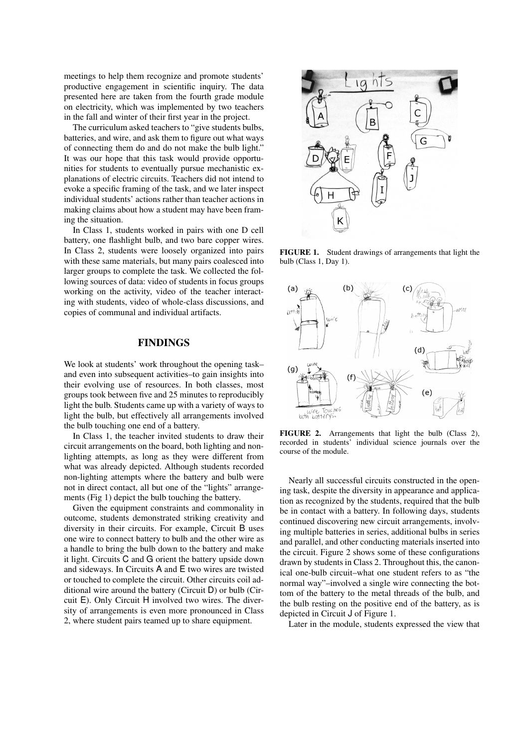meetings to help them recognize and promote students' productive engagement in scientific inquiry. The data presented here are taken from the fourth grade module on electricity, which was implemented by two teachers in the fall and winter of their first year in the project.

The curriculum asked teachers to "give students bulbs, batteries, and wire, and ask them to figure out what ways of connecting them do and do not make the bulb light." It was our hope that this task would provide opportunities for students to eventually pursue mechanistic explanations of electric circuits. Teachers did not intend to evoke a specific framing of the task, and we later inspect individual students' actions rather than teacher actions in making claims about how a student may have been framing the situation.

In Class 1, students worked in pairs with one D cell battery, one flashlight bulb, and two bare copper wires. In Class 2, students were loosely organized into pairs with these same materials, but many pairs coalesced into larger groups to complete the task. We collected the following sources of data: video of students in focus groups working on the activity, video of the teacher interacting with students, video of whole-class discussions, and copies of communal and individual artifacts.

## FINDINGS

We look at students' work throughout the opening task–and even into subsequent activities–to gain insights into their evolving use of resources. In both classes, most groups took between five and 25 minutes to reproducibly light the bulb. Students came up with a variety of ways to light the bulb, but effectively all arrangements involved the bulb touching one end of a battery.

In Class 1, the teacher invited students to draw their circuit arrangements on the board, both lighting and non-lighting attempts, as long as they were different from what was already depicted. Although students recorded non-lighting attempts where the battery and bulb were not in direct contact, all but one of the "lights" arrangements (Fig 1) depict the bulb touching the battery.

Given the equipment constraints and commonality in outcome, students demonstrated striking creativity and diversity in their circuits. For example, Circuit B uses one wire to connect battery to bulb and the other wire as a handle to bring the bulb down to the battery and make it light. Circuits C and G orient the battery upside down and sideways. In Circuits A and E two wires are twisted or touched to complete the circuit. Other circuits coil additional wire around the battery (Circuit D) or bulb (Circuit E). Only Circuit H involved two wires. The diversity of arrangements is even more pronounced in Class 2, where student pairs teamed up to share equipment.

**FIGURE 1.** Student drawings of arrangements that light the bulb (Class 1, Day 1).

**FIGURE 2.** Arrangements that light the bulb (Class 2), recorded in students' individual science journals over the course of the module.

Nearly all successful circuits constructed in the opening task, despite the diversity in appearance and application as recognized by the students, required that the bulb be in contact with a battery. In following days, students continued discovering new circuit arrangements, involving multiple batteries in series, additional bulbs in series and parallel, and other conducting materials inserted into the circuit. Figure 2 shows some of these configurations drawn by students in Class 2. Throughout this, the canonical one-bulb circuit–what one student refers to as "the normal way"–involved a single wire connecting the bottom of the battery to the metal threads of the bulb, and the bulb resting on the positive end of the battery, as is depicted in Circuit J of Figure 1.

Later in the module, students expressed the view that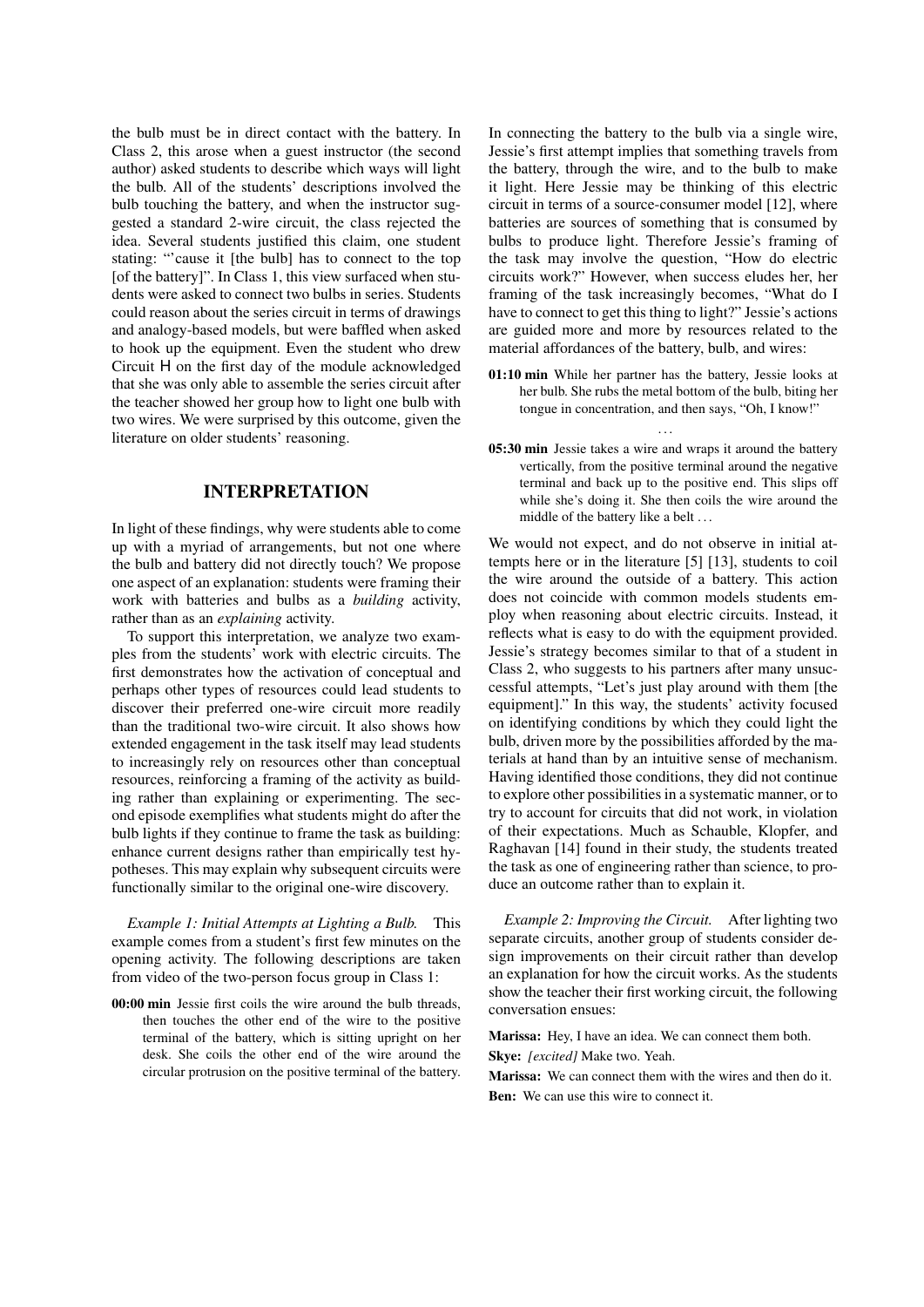the bulb must be in direct contact with the battery. In Class 2, this arose when a guest instructor (the second author) asked students to describe which ways will light the bulb. All of the students' descriptions involved the bulb touching the battery, and when the instructor suggested a standard 2-wire circuit, the class rejected the idea. Several students justified this claim, one student stating: "'cause it [the bulb] has to connect to the top [of the battery]". In Class 1, this view surfaced when students were asked to connect two bulbs in series. Students could reason about the series circuit in terms of drawings and analogy-based models, but were baffled when asked to hook up the equipment. Even the student who drew Circuit H on the first day of the module acknowledged that she was only able to assemble the series circuit after the teacher showed her group how to light one bulb with two wires. We were surprised by this outcome, given the literature on older students' reasoning.

## INTERPRETATION

In light of these findings, why were students able to come up with a myriad of arrangements, but not one where the bulb and battery did not directly touch? We propose one aspect of an explanation: students were framing their work with batteries and bulbs as a *building* activity, rather than as an *explaining* activity.

To support this interpretation, we analyze two examples from the students' work with electric circuits. The first demonstrates how the activation of conceptual and perhaps other types of resources could lead students to discover their preferred one-wire circuit more readily than the traditional two-wire circuit. It also shows how extended engagement in the task itself may lead students to increasingly rely on resources other than conceptual resources, reinforcing a framing of the activity as building rather than explaining or experimenting. The second episode exemplifies what students might do after the bulb lights if they continue to frame the task as building: enhance current designs rather than empirically test hypotheses. This may explain why subsequent circuits were functionally similar to the original one-wire discovery.

*Example 1: Initial Attempts at Lighting a Bulb.* This example comes from a student's first few minutes on the opening activity. The following descriptions are taken from video of the two-person focus group in Class 1:

**00:00 min** Jessie first coils the wire around the bulb threads, then touches the other end of the wire to the positive terminal of the battery, which is sitting upright on her desk. She coils the other end of the wire around the circular protrusion on the positive terminal of the battery.

In connecting the battery to the bulb via a single wire, Jessie's first attempt implies that something travels from the battery, through the wire, and to the bulb to make it light. Here Jessie may be thinking of this electric circuit in terms of a source-consumer model [12], where batteries are sources of something that is consumed by bulbs to produce light. Therefore Jessie's framing of the task may involve the question, "How do electric circuits work?" However, when success eludes her, her framing of the task increasingly becomes, "What do I have to connect to get this thing to light?" Jessie's actions are guided more and more by resources related to the material affordances of the battery, bulb, and wires:

**01:10 min** While her partner has the battery, Jessie looks at her bulb. She rubs the metal bottom of the bulb, biting her tongue in concentration, and then says, "Oh, I know!"

...

**05:30 min** Jessie takes a wire and wraps it around the battery vertically, from the positive terminal around the negative terminal and back up to the positive end. This slips off while she's doing it. She then coils the wire around the middle of the battery like a belt ...

We would not expect, and do not observe in initial attempts here or in the literature [5] [13], students to coil the wire around the outside of a battery. This action does not coincide with common models students employ when reasoning about electric circuits. Instead, it reflects what is easy to do with the equipment provided. Jessie's strategy becomes similar to that of a student in Class 2, who suggests to his partners after many unsuccessful attempts, "Let's just play around with them [the equipment]." In this way, the students' activity focused on identifying conditions by which they could light the bulb, driven more by the possibilities afforded by the materials at hand than by an intuitive sense of mechanism. Having identified those conditions, they did not continue to explore other possibilities in a systematic manner, or to try to account for circuits that did not work, in violation of their expectations. Much as Schauble, Klopfer, and Raghavan [14] found in their study, the students treated the task as one of engineering rather than science, to produce an outcome rather than to explain it.

*Example 2: Improving the Circuit.* After lighting two separate circuits, another group of students consider design improvements on their circuit rather than develop an explanation for how the circuit works. As the students show the teacher their first working circuit, the following conversation ensues:

**Marissa:** Hey, I have an idea. We can connect them both.

**Skye:** *[excited]* Make two. Yeah.

**Marissa:** We can connect them with the wires and then do it.

**Ben:** We can use this wire to connect it.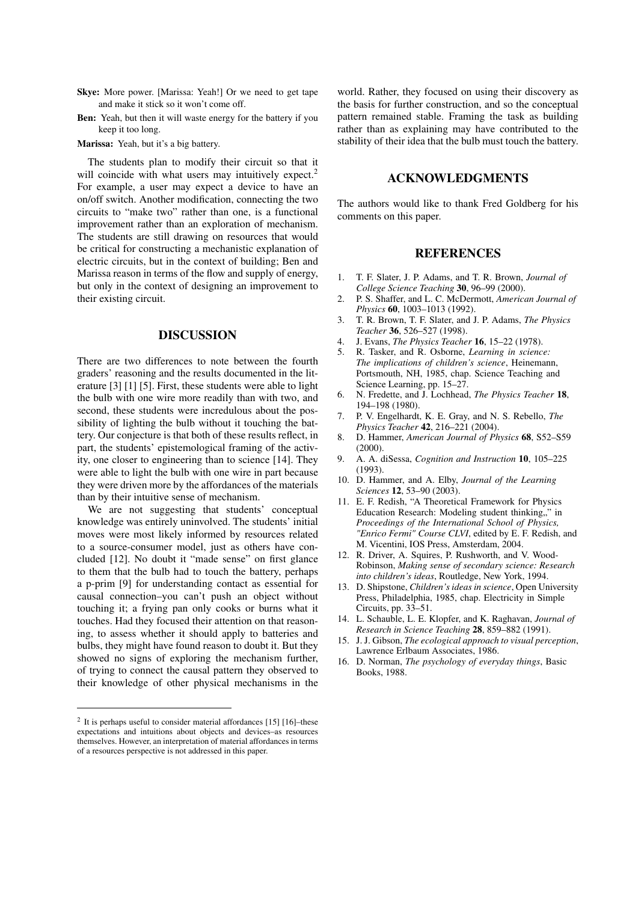**Skye:** More power. [Marissa: Yeah!] Or we need to get tape and make it stick so it won't come off.

**Ben:** Yeah, but then it will waste energy for the battery if you keep it too long.

**Marissa:** Yeah, but it's a big battery.

The students plan to modify their circuit so that it will coincide with what users may intuitively expect.[2] For example, a user may expect a device to have an on/off switch. Another modification, connecting the two circuits to "make two" rather than one, is a functional improvement rather than an exploration of mechanism. The students are still drawing on resources that would be critical for constructing a mechanistic explanation of electric circuits, but in the context of building; Ben and Marissa reason in terms of the flow and supply of energy, but only in the context of designing an improvement to their existing circuit.

## DISCUSSION

There are two differences to note between the fourth graders' reasoning and the results documented in the literature [3] [1] [5]. First, these students were able to light the bulb with one wire more readily than with two, and second, these students were incredulous about the possibility of lighting the bulb without it touching the battery. Our conjecture is that both of these results reflect, in part, the students' epistemological framing of the activity, one closer to engineering than to science [14]. They were able to light the bulb with one wire in part because they were driven more by the affordances of the materials than by their intuitive sense of mechanism.

We are not suggesting that students' conceptual knowledge was entirely uninvolved. The students' initial moves were most likely informed by resources related to a source-consumer model, just as others have concluded [12]. No doubt it "made sense" on first glance to them that the bulb had to touch the battery, perhaps a p-prim [9] for understanding contact as essential for causal connection–you can't push an object without touching it; a frying pan only cooks or burns what it touches. Had they focused their attention on that reasoning, to assess whether it should apply to batteries and bulbs, they might have found reason to doubt it. But they showed no signs of exploring the mechanism further, of trying to connect the causal pattern they observed to their knowledge of other physical mechanisms in the world. Rather, they focused on using their discovery as the basis for further construction, and so the conceptual pattern remained stable. Framing the task as building rather than as explaining may have contributed to the stability of their idea that the bulb must touch the battery.

[2] It is perhaps useful to consider material affordances [15] [16]–these expectations and intuitions about objects and devices–as resources themselves. However, an interpretation of material affordances in terms of a resources perspective is not addressed in this paper.

## ACKNOWLEDGMENTS

The authors would like to thank Fred Goldberg for his comments on this paper.

## REFERENCES

1. T. F. Slater, J. P. Adams, and T. R. Brown, *Journal of College Science Teaching* **30**, 96–99 (2000).
2. P. S. Shaffer, and L. C. McDermott, *American Journal of Physics* **60**, 1003–1013 (1992).
3. T. R. Brown, T. F. Slater, and J. P. Adams, *The Physics Teacher* **36**, 526–527 (1998).
4. J. Evans, *The Physics Teacher* **16**, 15–22 (1978).
5. R. Tasker, and R. Osborne, *Learning in science: The implications of children's science*, Heinemann, Portsmouth, NH, 1985, chap. Science Teaching and Science Learning, pp. 15–27.
6. N. Fredette, and J. Lochhead, *The Physics Teacher* **18**, 194–198 (1980).
7. P. V. Engelhardt, K. E. Gray, and N. S. Rebello, *The Physics Teacher* **42**, 216–221 (2004).
8. D. Hammer, *American Journal of Physics* **68**, S52–S59 (2000).
9. A. A. diSessa, *Cognition and Instruction* **10**, 105–225 (1993).
10. D. Hammer, and A. Elby, *Journal of the Learning Sciences* **12**, 53–90 (2003).
11. E. F. Redish, "A Theoretical Framework for Physics Education Research: Modeling student thinking,," in *Proceedings of the International School of Physics, "Enrico Fermi" Course CLVI*, edited by E. F. Redish, and M. Vicentini, IOS Press, Amsterdam, 2004.
12. R. Driver, A. Squires, P. Rushworth, and V. Wood-Robinson, *Making sense of secondary science: Research into children's ideas*, Routledge, New York, 1994.
13. D. Shipstone, *Children's ideas in science*, Open University Press, Philadelphia, 1985, chap. Electricity in Simple Circuits, pp. 33–51.
14. L. Schauble, L. E. Klopfer, and K. Raghavan, *Journal of Research in Science Teaching* **28**, 859–882 (1991).
15. J. J. Gibson, *The ecological approach to visual perception*, Lawrence Erlbaum Associates, 1986.
16. D. Norman, *The psychology of everyday things*, Basic Books, 1988.